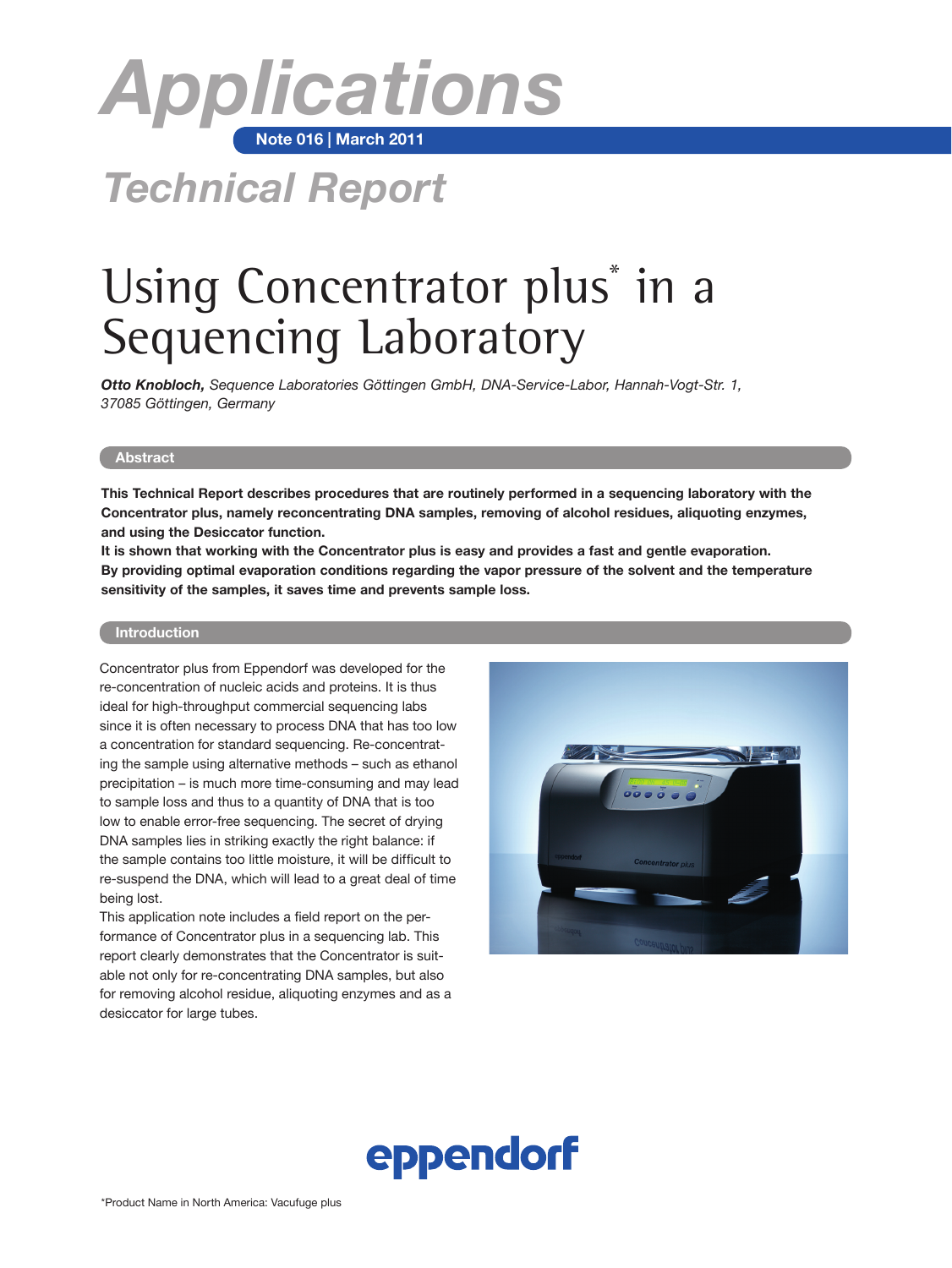# Applications

**Note 016 | March 2011**

## Technical Report

# Using Concentrator plus* in a Sequencing Laboratory

***Otto Knobloch,*** *Sequence Laboratories Göttingen GmbH, DNA-Service-Labor, Hannah-Vogt-Str. 1, 37085 Göttingen, Germany*

## Abstract

**This Technical Report describes procedures that are routinely performed in a sequencing laboratory with the Concentrator plus, namely reconcentrating DNA samples, removing of alcohol residues, aliquoting enzymes, and using the Desiccator function.**
**It is shown that working with the Concentrator plus is easy and provides a fast and gentle evaporation.**
**By providing optimal evaporation conditions regarding the vapor pressure of the solvent and the temperature sensitivity of the samples, it saves time and prevents sample loss.**

## Introduction

Concentrator plus from Eppendorf was developed for the re-concentration of nucleic acids and proteins. It is thus ideal for high-throughput commercial sequencing labs since it is often necessary to process DNA that has too low a concentration for standard sequencing. Re-concentrating the sample using alternative methods – such as ethanol precipitation – is much more time-consuming and may lead to sample loss and thus to a quantity of DNA that is too low to enable error-free sequencing. The secret of drying DNA samples lies in striking exactly the right balance: if the sample contains too little moisture, it will be difficult to re-suspend the DNA, which will lead to a great deal of time being lost.
This application note includes a field report on the performance of Concentrator plus in a sequencing lab. This report clearly demonstrates that the Concentrator is suitable not only for re-concentrating DNA samples, but also for removing alcohol residue, aliquoting enzymes and as a desiccator for large tubes.

eppendorf

*Product Name in North America: Vacufuge plus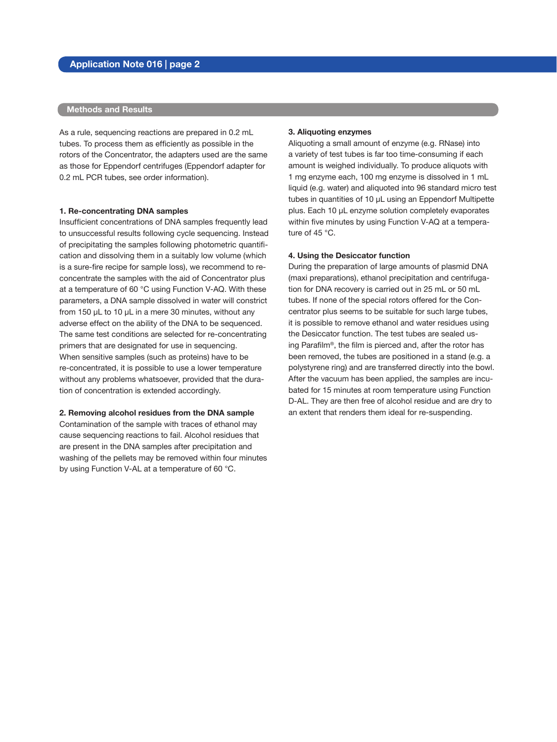## Methods and Results

As a rule, sequencing reactions are prepared in 0.2 mL tubes. To process them as efficiently as possible in the rotors of the Concentrator, the adapters used are the same as those for Eppendorf centrifuges (Eppendorf adapter for 0.2 mL PCR tubes, see order information).

### 1. Re-concentrating DNA samples

Insufficient concentrations of DNA samples frequently lead to unsuccessful results following cycle sequencing. Instead of precipitating the samples following photometric quantification and dissolving them in a suitably low volume (which is a sure-fire recipe for sample loss), we recommend to re-concentrate the samples with the aid of Concentrator plus at a temperature of 60 °C using Function V-AQ. With these parameters, a DNA sample dissolved in water will constrict from 150 µL to 10 µL in a mere 30 minutes, without any adverse effect on the ability of the DNA to be sequenced. The same test conditions are selected for re-concentrating primers that are designated for use in sequencing.
When sensitive samples (such as proteins) have to be re-concentrated, it is possible to use a lower temperature without any problems whatsoever, provided that the duration of concentration is extended accordingly.

### 2. Removing alcohol residues from the DNA sample

Contamination of the sample with traces of ethanol may cause sequencing reactions to fail. Alcohol residues that are present in the DNA samples after precipitation and washing of the pellets may be removed within four minutes by using Function V-AL at a temperature of 60 °C.

### 3. Aliquoting enzymes

Aliquoting a small amount of enzyme (e.g. RNase) into a variety of test tubes is far too time-consuming if each amount is weighed individually. To produce aliquots with 1 mg enzyme each, 100 mg enzyme is dissolved in 1 mL liquid (e.g. water) and aliquoted into 96 standard micro test tubes in quantities of 10 µL using an Eppendorf Multipette plus. Each 10 µL enzyme solution completely evaporates within five minutes by using Function V-AQ at a temperature of 45 °C.

### 4. Using the Desiccator function

During the preparation of large amounts of plasmid DNA (maxi preparations), ethanol precipitation and centrifugation for DNA recovery is carried out in 25 mL or 50 mL tubes. If none of the special rotors offered for the Concentrator plus seems to be suitable for such large tubes, it is possible to remove ethanol and water residues using the Desiccator function. The test tubes are sealed using Parafilm®, the film is pierced and, after the rotor has been removed, the tubes are positioned in a stand (e.g. a polystyrene ring) and are transferred directly into the bowl. After the vacuum has been applied, the samples are incubated for 15 minutes at room temperature using Function D-AL. They are then free of alcohol residue and are dry to an extent that renders them ideal for re-suspending.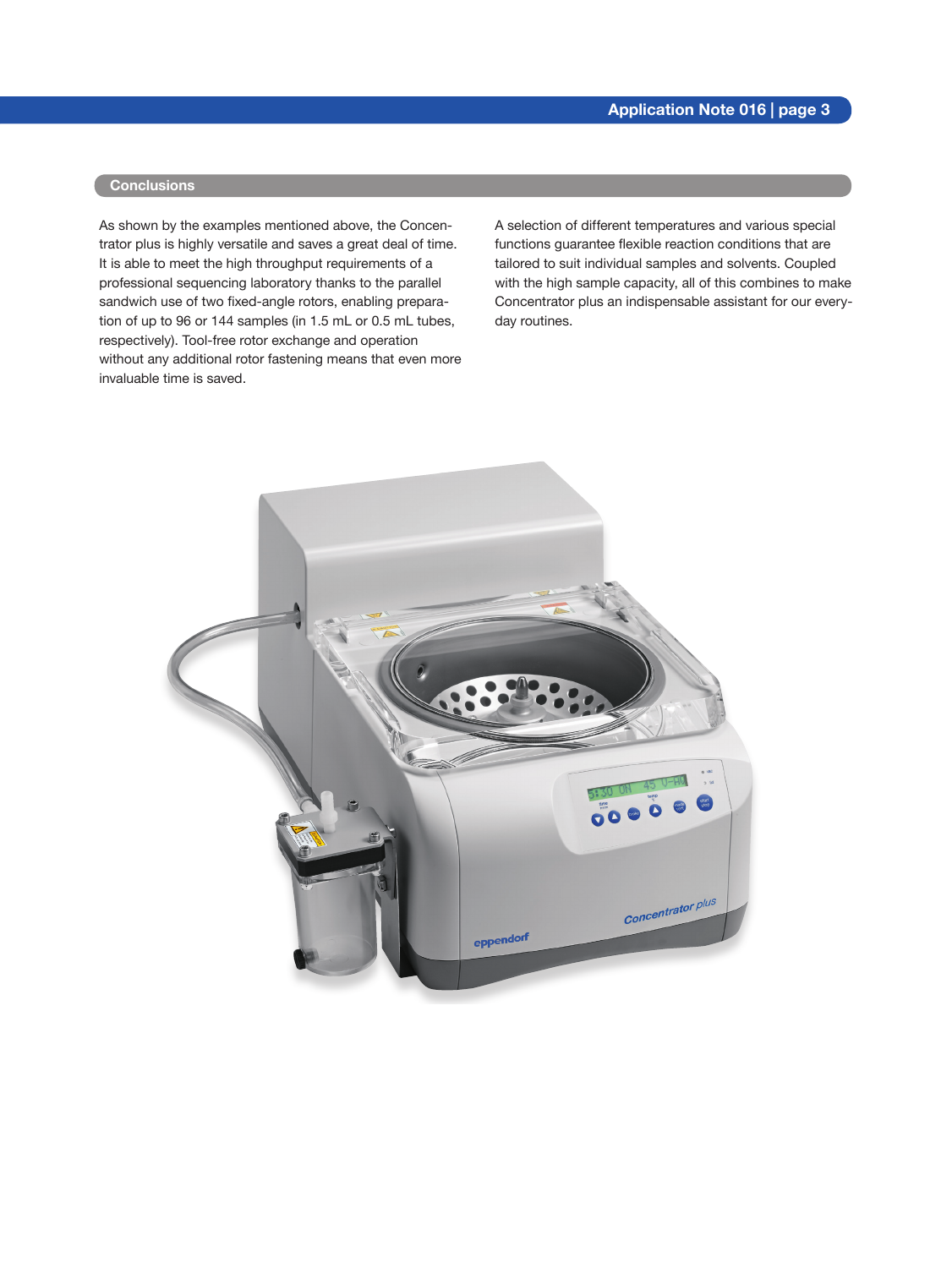## Conclusions

As shown by the examples mentioned above, the Concentrator plus is highly versatile and saves a great deal of time. It is able to meet the high throughput requirements of a professional sequencing laboratory thanks to the parallel sandwich use of two fixed-angle rotors, enabling preparation of up to 96 or 144 samples (in 1.5 mL or 0.5 mL tubes, respectively). Tool-free rotor exchange and operation without any additional rotor fastening means that even more invaluable time is saved.

A selection of different temperatures and various special functions guarantee flexible reaction conditions that are tailored to suit individual samples and solvents. Coupled with the high sample capacity, all of this combines to make Concentrator plus an indispensable assistant for our everyday routines.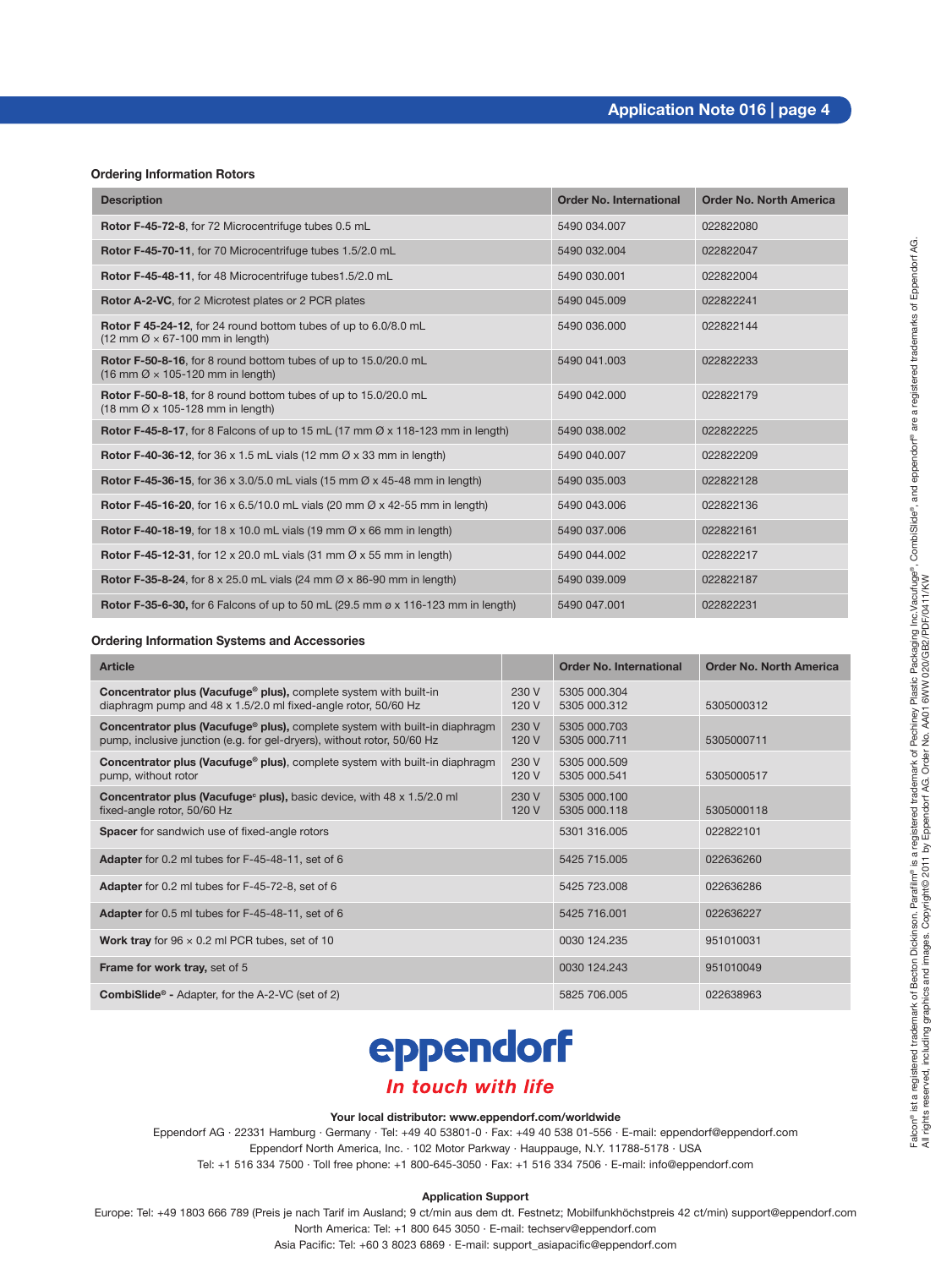### Ordering Information Rotors

| Description | Order No. International | Order No. North America |
|---|---|---|
| **Rotor F-45-72-8**, for 72 Microcentrifuge tubes 0.5 mL | 5490 034.007 | 022822080 |
| **Rotor F-45-70-11**, for 70 Microcentrifuge tubes 1.5/2.0 mL | 5490 032.004 | 022822047 |
| **Rotor F-45-48-11**, for 48 Microcentrifuge tubes1.5/2.0 mL | 5490 030.001 | 022822004 |
| **Rotor A-2-VC**, for 2 Microtest plates or 2 PCR plates | 5490 045.009 | 022822241 |
| **Rotor F 45-24-12**, for 24 round bottom tubes of up to 6.0/8.0 mL (12 mm Ø × 67-100 mm in length) | 5490 036.000 | 022822144 |
| **Rotor F-50-8-16**, for 8 round bottom tubes of up to 15.0/20.0 mL (16 mm Ø × 105-120 mm in length) | 5490 041.003 | 022822233 |
| **Rotor F-50-8-18**, for 8 round bottom tubes of up to 15.0/20.0 mL (18 mm Ø x 105-128 mm in length) | 5490 042.000 | 022822179 |
| **Rotor F-45-8-17**, for 8 Falcons of up to 15 mL (17 mm Ø x 118-123 mm in length) | 5490 038.002 | 022822225 |
| **Rotor F-40-36-12**, for 36 x 1.5 mL vials (12 mm Ø x 33 mm in length) | 5490 040.007 | 022822209 |
| **Rotor F-45-36-15**, for 36 x 3.0/5.0 mL vials (15 mm Ø x 45-48 mm in length) | 5490 035.003 | 022822128 |
| **Rotor F-45-16-20**, for 16 x 6.5/10.0 mL vials (20 mm Ø x 42-55 mm in length) | 5490 043.006 | 022822136 |
| **Rotor F-40-18-19**, for 18 x 10.0 mL vials (19 mm Ø x 66 mm in length) | 5490 037.006 | 022822161 |
| **Rotor F-45-12-31**, for 12 x 20.0 mL vials (31 mm Ø x 55 mm in length) | 5490 044.002 | 022822217 |
| **Rotor F-35-8-24**, for 8 x 25.0 mL vials (24 mm Ø x 86-90 mm in length) | 5490 039.009 | 022822187 |
| **Rotor F-35-6-30,** for 6 Falcons of up to 50 mL (29.5 mm ø x 116-123 mm in length) | 5490 047.001 | 022822231 |

### Ordering Information Systems and Accessories

| Article | | Order No. International | Order No. North America |
|---|---|---|---|
| **Concentrator plus (Vacufuge® plus),** complete system with built-in diaphragm pump and 48 x 1.5/2.0 ml fixed-angle rotor, 50/60 Hz | 230 V<br>120 V | 5305 000.304<br>5305 000.312 | 5305000312 |
| **Concentrator plus (Vacufuge® plus),** complete system with built-in diaphragm pump, inclusive junction (e.g. for gel-dryers), without rotor, 50/60 Hz | 230 V<br>120 V | 5305 000.703<br>5305 000.711 | 5305000711 |
| **Concentrator plus (Vacufuge® plus)**, complete system with built-in diaphragm pump, without rotor | 230 V<br>120 V | 5305 000.509<br>5305 000.541 | 5305000517 |
| **Concentrator plus (Vacufuge® plus),** basic device, with 48 x 1.5/2.0 ml fixed-angle rotor, 50/60 Hz | 230 V<br>120 V | 5305 000.100<br>5305 000.118 | 5305000118 |
| **Spacer** for sandwich use of fixed-angle rotors | | 5301 316.005 | 022822101 |
| **Adapter** for 0.2 ml tubes for F-45-48-11, set of 6 | | 5425 715.005 | 022636260 |
| **Adapter** for 0.2 ml tubes for F-45-72-8, set of 6 | | 5425 723.008 | 022636286 |
| **Adapter** for 0.5 ml tubes for F-45-48-11, set of 6 | | 5425 716.001 | 022636227 |
| **Work tray** for 96 × 0.2 ml PCR tubes, set of 10 | | 0030 124.235 | 951010031 |
| **Frame for work tray,** set of 5 | | 0030 124.243 | 951010049 |
| **CombiSlide® -** Adapter, for the A-2-VC (set of 2) | | 5825 706.005 | 022638963 |

eppendorf

*In touch with life*

**Your local distributor: www.eppendorf.com/worldwide**

Eppendorf AG · 22331 Hamburg · Germany · Tel: +49 40 53801-0 · Fax: +49 40 538 01-556 · E-mail: eppendorf@eppendorf.com

Eppendorf North America, Inc. · 102 Motor Parkway · Hauppauge, N.Y. 11788-5178 · USA

Tel: +1 516 334 7500 · Toll free phone: +1 800-645-3050 · Fax: +1 516 334 7506 · E-mail: info@eppendorf.com

**Application Support**

Europe: Tel: +49 1803 666 789 (Preis je nach Tarif im Ausland; 9 ct/min aus dem dt. Festnetz; Mobilfunkhöchstpreis 42 ct/min) support@eppendorf.com

North America: Tel: +1 800 645 3050 · E-mail: techserv@eppendorf.com

Asia Pacific: Tel: +60 3 8023 6869 · E-mail: support_asiapacific@eppendorf.com

Falcon® ist a registered trademark of Becton Dickinson. Parafilm® is a registered trademark of Pechiney Plastic Packaging Inc.Vacufuge®, CombiSlide®, and eppendorf® are a registered trademarks of Eppendorf AG. All rights reserved, including graphics and images. Copyright© 2011 by Eppendorf AG. Order No. AA01 6WW 020/GB2/PDF/0411/KW